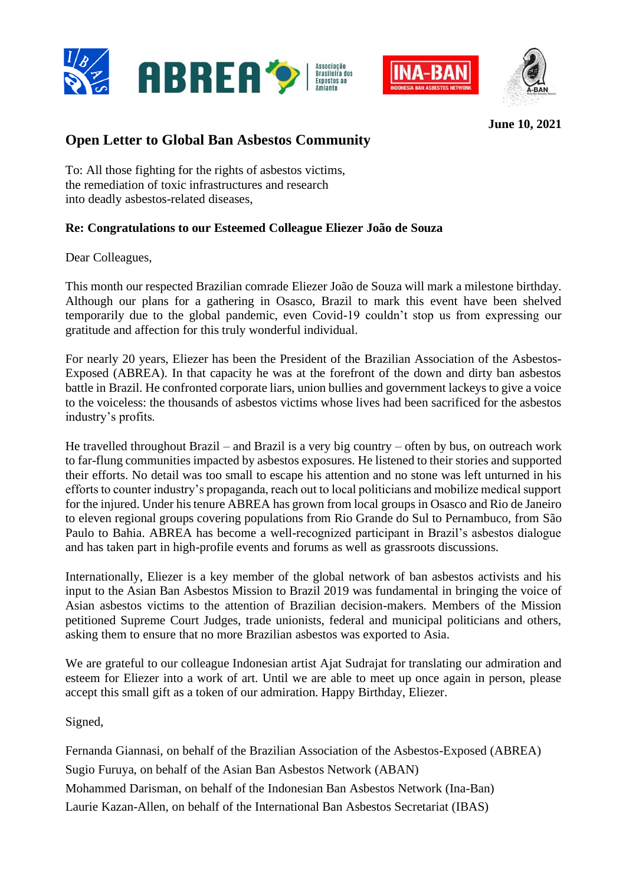**June 10, 2021**

# Open Letter to Global Ban Asbestos Community

To: All those fighting for the rights of asbestos victims,
the remediation of toxic infrastructures and research
into deadly asbestos-related diseases,

**Re: Congratulations to our Esteemed Colleague Eliezer João de Souza**

Dear Colleagues,

This month our respected Brazilian comrade Eliezer João de Souza will mark a milestone birthday. Although our plans for a gathering in Osasco, Brazil to mark this event have been shelved temporarily due to the global pandemic, even Covid-19 couldn't stop us from expressing our gratitude and affection for this truly wonderful individual.

For nearly 20 years, Eliezer has been the President of the Brazilian Association of the Asbestos-Exposed (ABREA). In that capacity he was at the forefront of the down and dirty ban asbestos battle in Brazil. He confronted corporate liars, union bullies and government lackeys to give a voice to the voiceless: the thousands of asbestos victims whose lives had been sacrificed for the asbestos industry's profits.

He travelled throughout Brazil – and Brazil is a very big country – often by bus, on outreach work to far-flung communities impacted by asbestos exposures. He listened to their stories and supported their efforts. No detail was too small to escape his attention and no stone was left unturned in his efforts to counter industry's propaganda, reach out to local politicians and mobilize medical support for the injured. Under his tenure ABREA has grown from local groups in Osasco and Rio de Janeiro to eleven regional groups covering populations from Rio Grande do Sul to Pernambuco, from São Paulo to Bahia. ABREA has become a well-recognized participant in Brazil's asbestos dialogue and has taken part in high-profile events and forums as well as grassroots discussions.

Internationally, Eliezer is a key member of the global network of ban asbestos activists and his input to the Asian Ban Asbestos Mission to Brazil 2019 was fundamental in bringing the voice of Asian asbestos victims to the attention of Brazilian decision-makers. Members of the Mission petitioned Supreme Court Judges, trade unionists, federal and municipal politicians and others, asking them to ensure that no more Brazilian asbestos was exported to Asia.

We are grateful to our colleague Indonesian artist Ajat Sudrajat for translating our admiration and esteem for Eliezer into a work of art. Until we are able to meet up once again in person, please accept this small gift as a token of our admiration. Happy Birthday, Eliezer.

Signed,

Fernanda Giannasi, on behalf of the Brazilian Association of the Asbestos-Exposed (ABREA)
Sugio Furuya, on behalf of the Asian Ban Asbestos Network (ABAN)
Mohammed Darisman, on behalf of the Indonesian Ban Asbestos Network (Ina-Ban)
Laurie Kazan-Allen, on behalf of the International Ban Asbestos Secretariat (IBAS)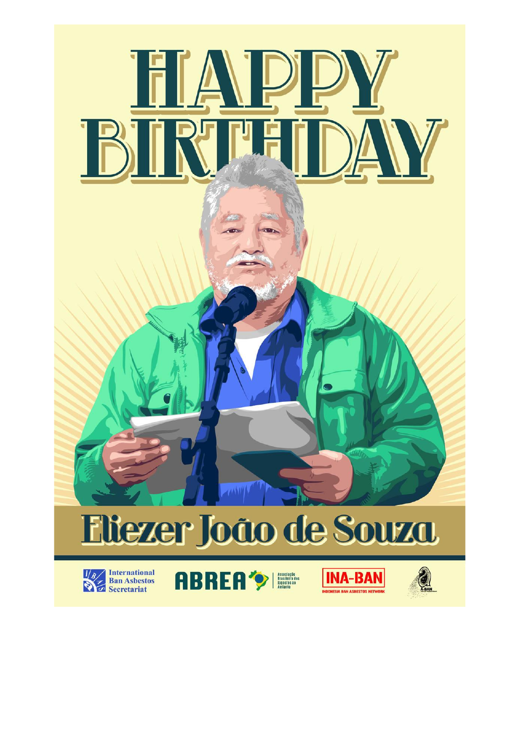# HAPPY BIRTHDAY

## Eliezer João de Souza

International Ban Asbestos Secretariat

ABREA Associação Brasileira dos Expostos ao Amianto

INA-BAN INDONESIA BAN ASBESTOS NETWORK

A-BAN